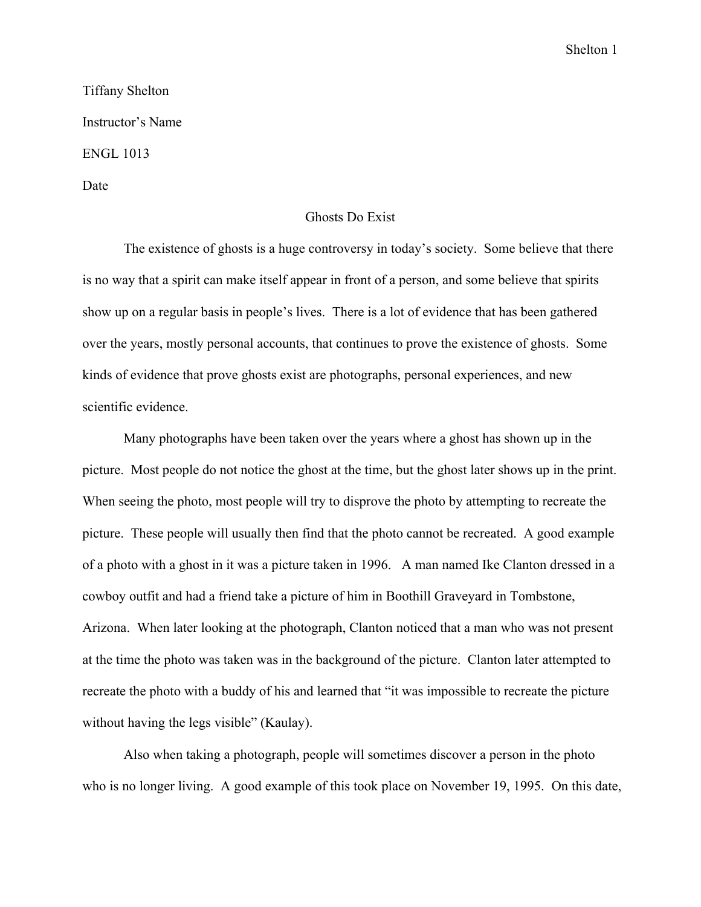Tiffany Shelton

Instructor's Name

ENGL 1013

Date

# Ghosts Do Exist

The existence of ghosts is a huge controversy in today's society. Some believe that there is no way that a spirit can make itself appear in front of a person, and some believe that spirits show up on a regular basis in people's lives. There is a lot of evidence that has been gathered over the years, mostly personal accounts, that continues to prove the existence of ghosts. Some kinds of evidence that prove ghosts exist are photographs, personal experiences, and new scientific evidence.

Many photographs have been taken over the years where a ghost has shown up in the picture. Most people do not notice the ghost at the time, but the ghost later shows up in the print. When seeing the photo, most people will try to disprove the photo by attempting to recreate the picture. These people will usually then find that the photo cannot be recreated. A good example of a photo with a ghost in it was a picture taken in 1996. A man named Ike Clanton dressed in a cowboy outfit and had a friend take a picture of him in Boothill Graveyard in Tombstone, Arizona. When later looking at the photograph, Clanton noticed that a man who was not present at the time the photo was taken was in the background of the picture. Clanton later attempted to recreate the photo with a buddy of his and learned that "it was impossible to recreate the picture without having the legs visible" (Kaulay).

Also when taking a photograph, people will sometimes discover a person in the photo who is no longer living. A good example of this took place on November 19, 1995. On this date,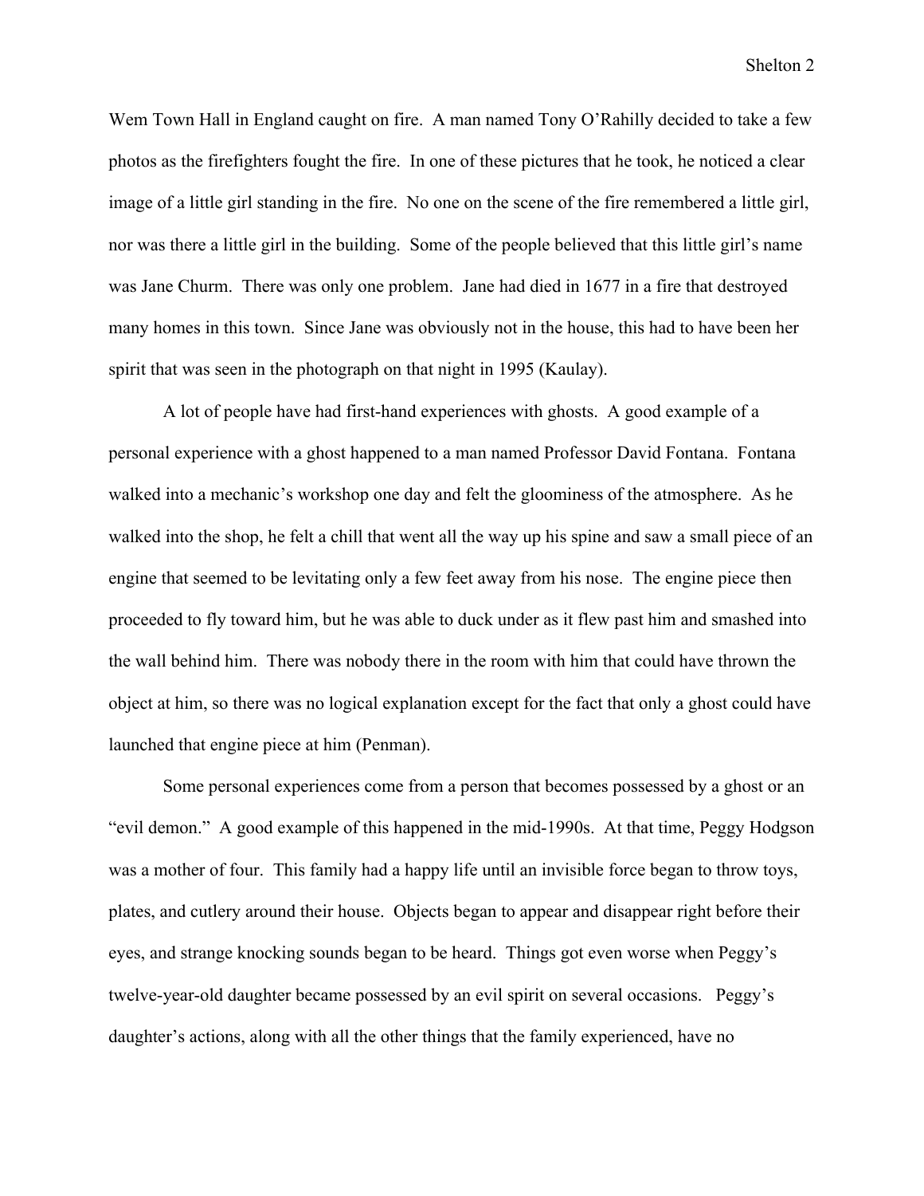Wem Town Hall in England caught on fire. A man named Tony O'Rahilly decided to take a few photos as the firefighters fought the fire. In one of these pictures that he took, he noticed a clear image of a little girl standing in the fire. No one on the scene of the fire remembered a little girl, nor was there a little girl in the building. Some of the people believed that this little girl's name was Jane Churm. There was only one problem. Jane had died in 1677 in a fire that destroyed many homes in this town. Since Jane was obviously not in the house, this had to have been her spirit that was seen in the photograph on that night in 1995 (Kaulay).

A lot of people have had first-hand experiences with ghosts. A good example of a personal experience with a ghost happened to a man named Professor David Fontana. Fontana walked into a mechanic's workshop one day and felt the gloominess of the atmosphere. As he walked into the shop, he felt a chill that went all the way up his spine and saw a small piece of an engine that seemed to be levitating only a few feet away from his nose. The engine piece then proceeded to fly toward him, but he was able to duck under as it flew past him and smashed into the wall behind him. There was nobody there in the room with him that could have thrown the object at him, so there was no logical explanation except for the fact that only a ghost could have launched that engine piece at him (Penman).

Some personal experiences come from a person that becomes possessed by a ghost or an "evil demon." A good example of this happened in the mid-1990s. At that time, Peggy Hodgson was a mother of four. This family had a happy life until an invisible force began to throw toys, plates, and cutlery around their house. Objects began to appear and disappear right before their eyes, and strange knocking sounds began to be heard. Things got even worse when Peggy's twelve-year-old daughter became possessed by an evil spirit on several occasions. Peggy's daughter's actions, along with all the other things that the family experienced, have no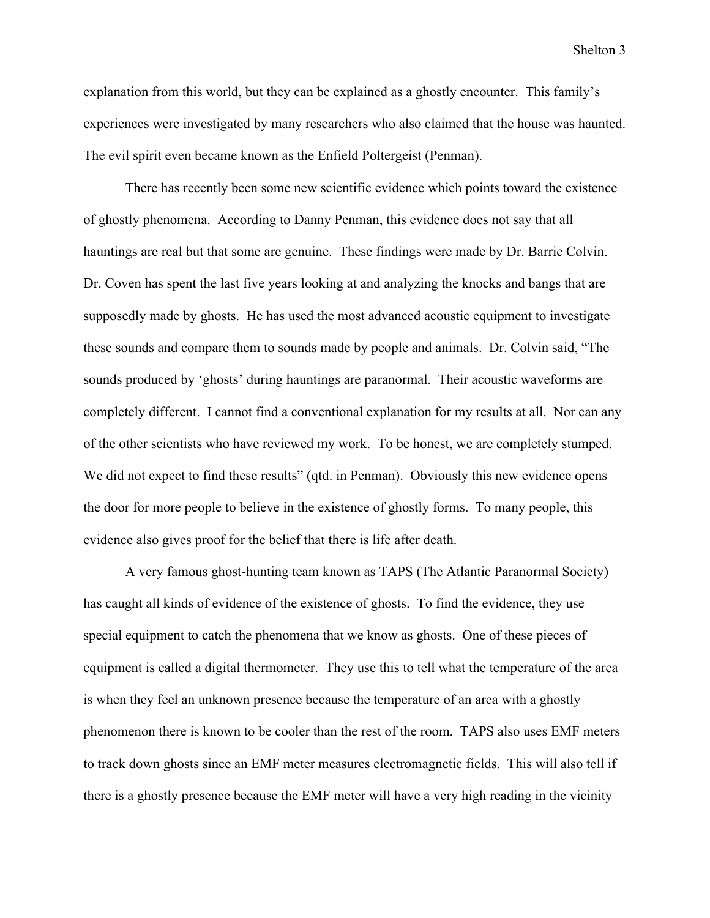explanation from this world, but they can be explained as a ghostly encounter. This family's experiences were investigated by many researchers who also claimed that the house was haunted. The evil spirit even became known as the Enfield Poltergeist (Penman).

There has recently been some new scientific evidence which points toward the existence of ghostly phenomena. According to Danny Penman, this evidence does not say that all hauntings are real but that some are genuine. These findings were made by Dr. Barrie Colvin. Dr. Coven has spent the last five years looking at and analyzing the knocks and bangs that are supposedly made by ghosts. He has used the most advanced acoustic equipment to investigate these sounds and compare them to sounds made by people and animals. Dr. Colvin said, "The sounds produced by 'ghosts' during hauntings are paranormal. Their acoustic waveforms are completely different. I cannot find a conventional explanation for my results at all. Nor can any of the other scientists who have reviewed my work. To be honest, we are completely stumped. We did not expect to find these results" (qtd. in Penman). Obviously this new evidence opens the door for more people to believe in the existence of ghostly forms. To many people, this evidence also gives proof for the belief that there is life after death.

A very famous ghost-hunting team known as TAPS (The Atlantic Paranormal Society) has caught all kinds of evidence of the existence of ghosts. To find the evidence, they use special equipment to catch the phenomena that we know as ghosts. One of these pieces of equipment is called a digital thermometer. They use this to tell what the temperature of the area is when they feel an unknown presence because the temperature of an area with a ghostly phenomenon there is known to be cooler than the rest of the room. TAPS also uses EMF meters to track down ghosts since an EMF meter measures electromagnetic fields. This will also tell if there is a ghostly presence because the EMF meter will have a very high reading in the vicinity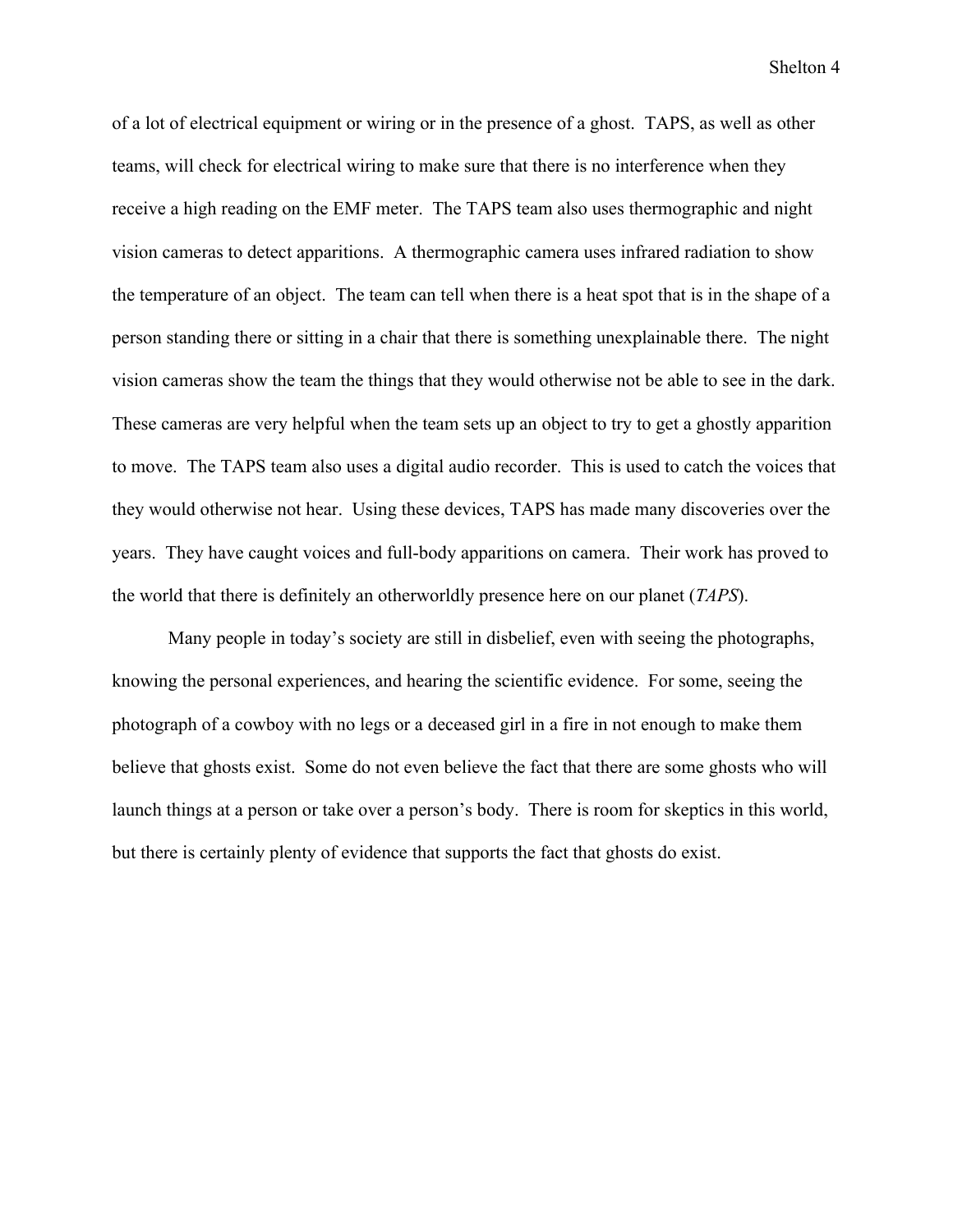of a lot of electrical equipment or wiring or in the presence of a ghost. TAPS, as well as other teams, will check for electrical wiring to make sure that there is no interference when they receive a high reading on the EMF meter. The TAPS team also uses thermographic and night vision cameras to detect apparitions. A thermographic camera uses infrared radiation to show the temperature of an object. The team can tell when there is a heat spot that is in the shape of a person standing there or sitting in a chair that there is something unexplainable there. The night vision cameras show the team the things that they would otherwise not be able to see in the dark. These cameras are very helpful when the team sets up an object to try to get a ghostly apparition to move. The TAPS team also uses a digital audio recorder. This is used to catch the voices that they would otherwise not hear. Using these devices, TAPS has made many discoveries over the years. They have caught voices and full-body apparitions on camera. Their work has proved to the world that there is definitely an otherworldly presence here on our planet (*TAPS*).

Many people in today's society are still in disbelief, even with seeing the photographs, knowing the personal experiences, and hearing the scientific evidence. For some, seeing the photograph of a cowboy with no legs or a deceased girl in a fire in not enough to make them believe that ghosts exist. Some do not even believe the fact that there are some ghosts who will launch things at a person or take over a person's body. There is room for skeptics in this world, but there is certainly plenty of evidence that supports the fact that ghosts do exist.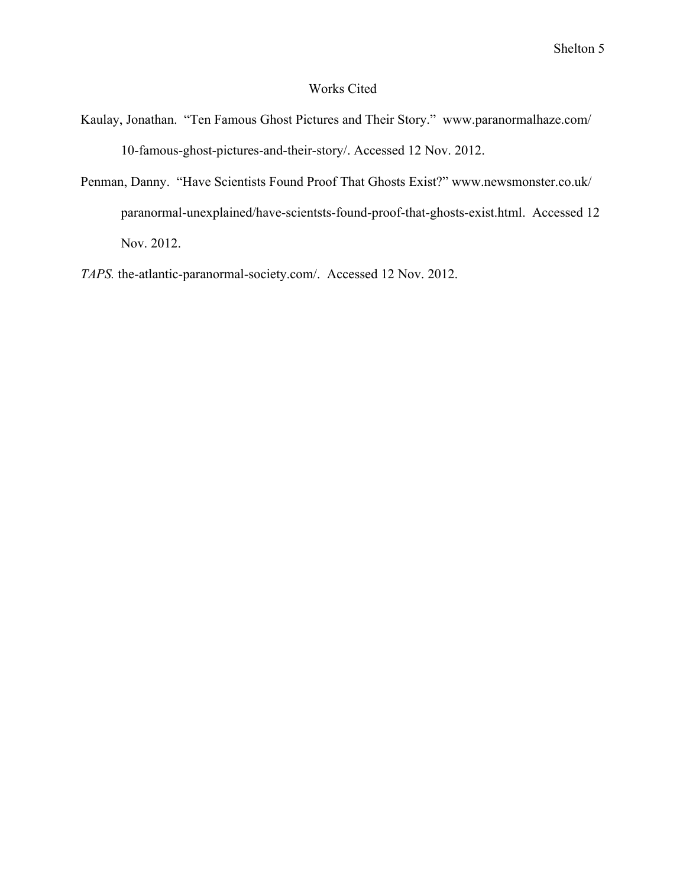# Works Cited

Kaulay, Jonathan. "Ten Famous Ghost Pictures and Their Story." www.paranormalhaze.com/10-famous-ghost-pictures-and-their-story/. Accessed 12 Nov. 2012.

Penman, Danny. "Have Scientists Found Proof That Ghosts Exist?" www.newsmonster.co.uk/paranormal-unexplained/have-scientsts-found-proof-that-ghosts-exist.html. Accessed 12 Nov. 2012.

*TAPS.* the-atlantic-paranormal-society.com/. Accessed 12 Nov. 2012.